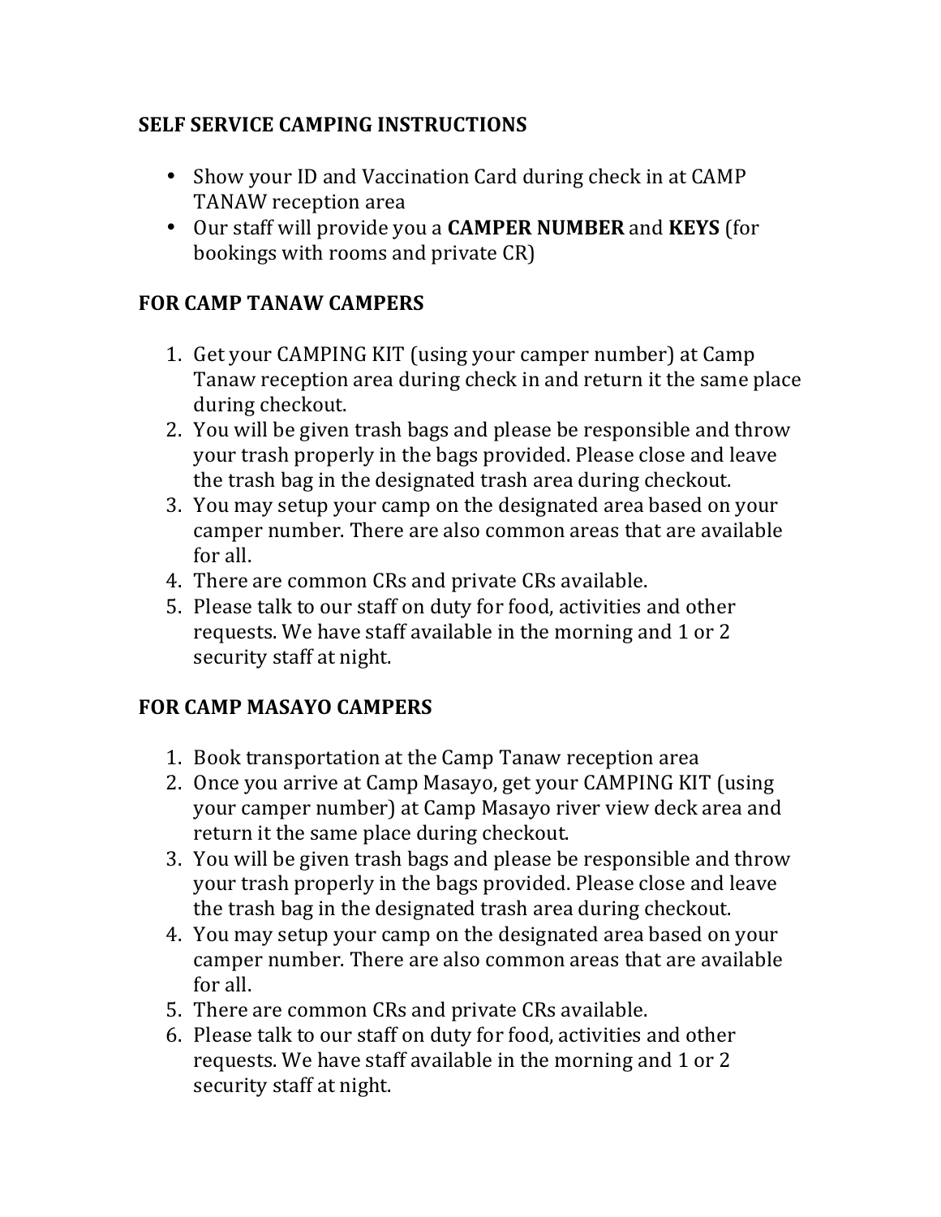## SELF SERVICE CAMPING INSTRUCTIONS

- Show your ID and Vaccination Card during check in at CAMP TANAW reception area
- Our staff will provide you a **CAMPER NUMBER** and **KEYS** (for bookings with rooms and private CR)

## FOR CAMP TANAW CAMPERS

1. Get your CAMPING KIT (using your camper number) at Camp Tanaw reception area during check in and return it the same place during checkout.
2. You will be given trash bags and please be responsible and throw your trash properly in the bags provided. Please close and leave the trash bag in the designated trash area during checkout.
3. You may setup your camp on the designated area based on your camper number. There are also common areas that are available for all.
4. There are common CRs and private CRs available.
5. Please talk to our staff on duty for food, activities and other requests. We have staff available in the morning and 1 or 2 security staff at night.

## FOR CAMP MASAYO CAMPERS

1. Book transportation at the Camp Tanaw reception area
2. Once you arrive at Camp Masayo, get your CAMPING KIT (using your camper number) at Camp Masayo river view deck area and return it the same place during checkout.
3. You will be given trash bags and please be responsible and throw your trash properly in the bags provided. Please close and leave the trash bag in the designated trash area during checkout.
4. You may setup your camp on the designated area based on your camper number. There are also common areas that are available for all.
5. There are common CRs and private CRs available.
6. Please talk to our staff on duty for food, activities and other requests. We have staff available in the morning and 1 or 2 security staff at night.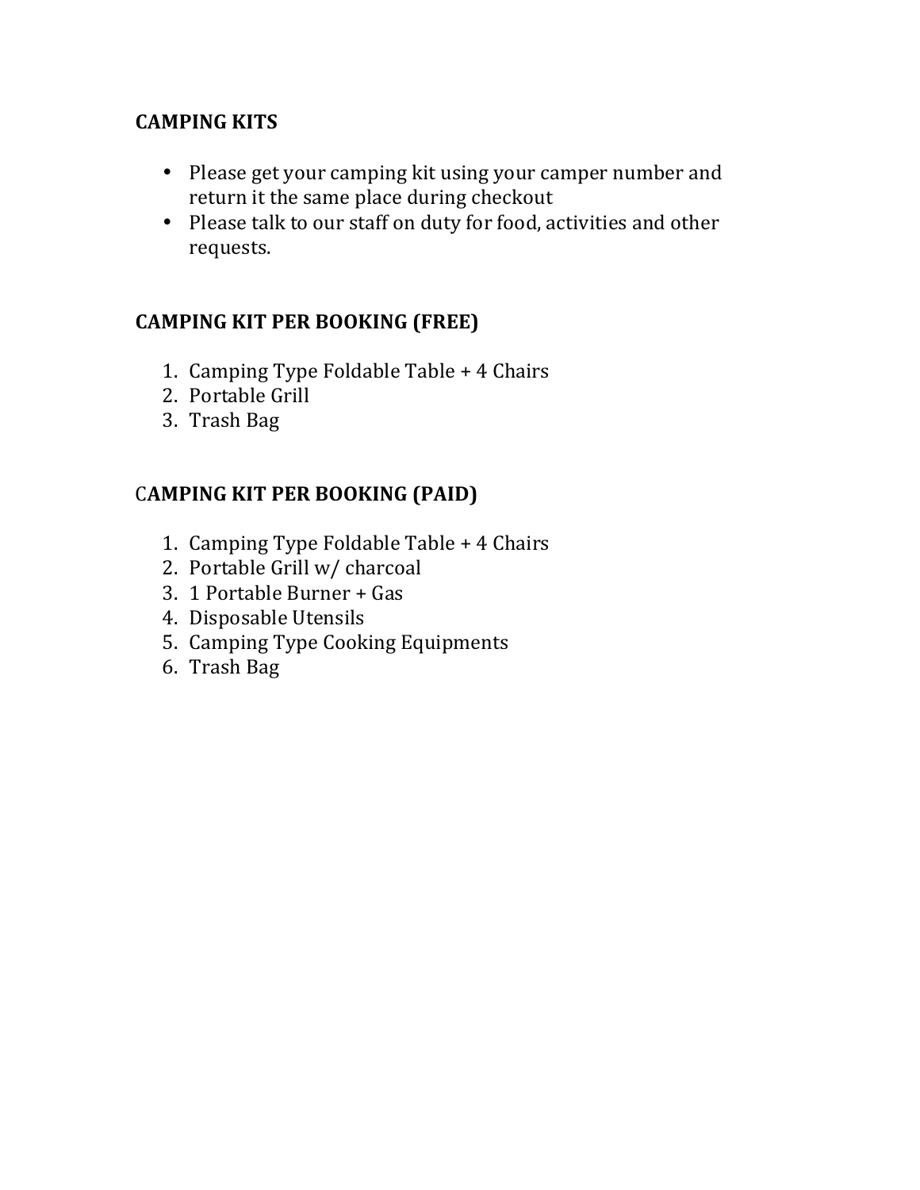## CAMPING KITS

- Please get your camping kit using your camper number and return it the same place during checkout
- Please talk to our staff on duty for food, activities and other requests.

## CAMPING KIT PER BOOKING (FREE)

1. Camping Type Foldable Table + 4 Chairs
2. Portable Grill
3. Trash Bag

## CAMPING KIT PER BOOKING (PAID)

1. Camping Type Foldable Table + 4 Chairs
2. Portable Grill w/ charcoal
3. 1 Portable Burner + Gas
4. Disposable Utensils
5. Camping Type Cooking Equipments
6. Trash Bag